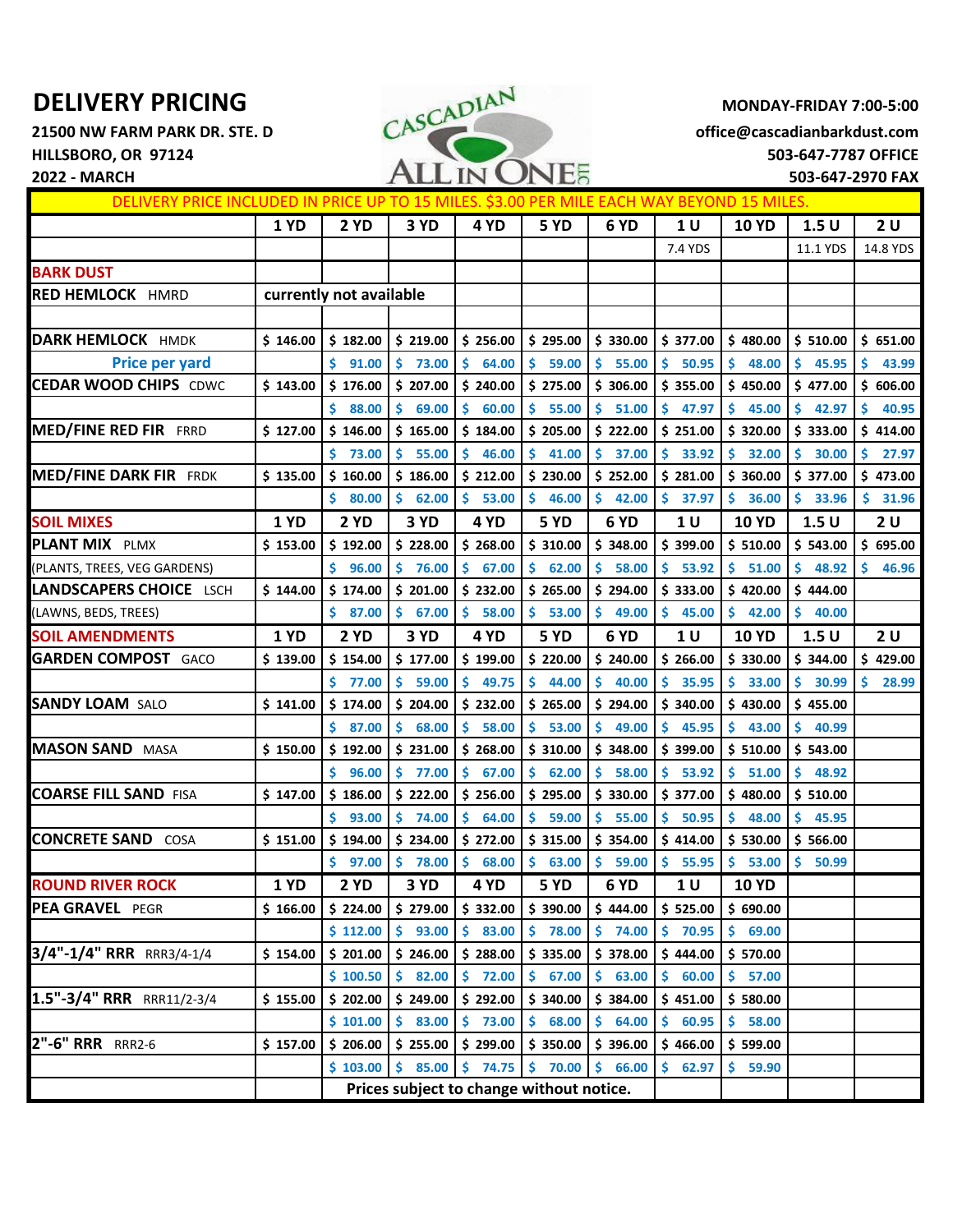# DELIVERY PRICING

21500 NW FARM PARK DR. STE. D
HILLSBORO, OR 97124
2022 - MARCH

CASCADIAN ALL IN ONE LLC

MONDAY-FRIDAY 7:00-5:00
office@cascadianbarkdust.com
503-647-7787 OFFICE
503-647-2970 FAX

DELIVERY PRICE INCLUDED IN PRICE UP TO 15 MILES. $3.00 PER MILE EACH WAY BEYOND 15 MILES.

| | 1 YD | 2 YD | 3 YD | 4 YD | 5 YD | 6 YD | 1 U | 10 YD | 1.5 U | 2 U |
|---|---|---|---|---|---|---|---|---|---|---|
| | | | | | | | 7.4 YDS | | 11.1 YDS | 14.8 YDS |
| **BARK DUST** | | | | | | | | | | |
| **RED HEMLOCK** HMRD | currently not available | | | | | | | | | |
| | | | | | | | | | | |
| **DARK HEMLOCK** HMDK | $ 146.00 | $ 182.00 | $ 219.00 | $ 256.00 | $ 295.00 | $ 330.00 | $ 377.00 | $ 480.00 | $ 510.00 | $ 651.00 |
| Price per yard | | $ 91.00 | $ 73.00 | $ 64.00 | $ 59.00 | $ 55.00 | $ 50.95 | $ 48.00 | $ 45.95 | $ 43.99 |
| **CEDAR WOOD CHIPS** CDWC | $ 143.00 | $ 176.00 | $ 207.00 | $ 240.00 | $ 275.00 | $ 306.00 | $ 355.00 | $ 450.00 | $ 477.00 | $ 606.00 |
| | | $ 88.00 | $ 69.00 | $ 60.00 | $ 55.00 | $ 51.00 | $ 47.97 | $ 45.00 | $ 42.97 | $ 40.95 |
| **MED/FINE RED FIR** FRRD | $ 127.00 | $ 146.00 | $ 165.00 | $ 184.00 | $ 205.00 | $ 222.00 | $ 251.00 | $ 320.00 | $ 333.00 | $ 414.00 |
| | | $ 73.00 | $ 55.00 | $ 46.00 | $ 41.00 | $ 37.00 | $ 33.92 | $ 32.00 | $ 30.00 | $ 27.97 |
| **MED/FINE DARK FIR** FRDK | $ 135.00 | $ 160.00 | $ 186.00 | $ 212.00 | $ 230.00 | $ 252.00 | $ 281.00 | $ 360.00 | $ 377.00 | $ 473.00 |
| | | $ 80.00 | $ 62.00 | $ 53.00 | $ 46.00 | $ 42.00 | $ 37.97 | $ 36.00 | $ 33.96 | $ 31.96 |
| **SOIL MIXES** | **1 YD** | **2 YD** | **3 YD** | **4 YD** | **5 YD** | **6 YD** | **1 U** | **10 YD** | **1.5 U** | **2 U** |
| **PLANT MIX** PLMX | $ 153.00 | $ 192.00 | $ 228.00 | $ 268.00 | $ 310.00 | $ 348.00 | $ 399.00 | $ 510.00 | $ 543.00 | $ 695.00 |
| (PLANTS, TREES, VEG GARDENS) | | $ 96.00 | $ 76.00 | $ 67.00 | $ 62.00 | $ 58.00 | $ 53.92 | $ 51.00 | $ 48.92 | $ 46.96 |
| **LANDSCAPERS CHOICE** LSCH | $ 144.00 | $ 174.00 | $ 201.00 | $ 232.00 | $ 265.00 | $ 294.00 | $ 333.00 | $ 420.00 | $ 444.00 | |
| (LAWNS, BEDS, TREES) | | $ 87.00 | $ 67.00 | $ 58.00 | $ 53.00 | $ 49.00 | $ 45.00 | $ 42.00 | $ 40.00 | |
| **SOIL AMENDMENTS** | **1 YD** | **2 YD** | **3 YD** | **4 YD** | **5 YD** | **6 YD** | **1 U** | **10 YD** | **1.5 U** | **2 U** |
| **GARDEN COMPOST** GACO | $ 139.00 | $ 154.00 | $ 177.00 | $ 199.00 | $ 220.00 | $ 240.00 | $ 266.00 | $ 330.00 | $ 344.00 | $ 429.00 |
| | | $ 77.00 | $ 59.00 | $ 49.75 | $ 44.00 | $ 40.00 | $ 35.95 | $ 33.00 | $ 30.99 | $ 28.99 |
| **SANDY LOAM** SALO | $ 141.00 | $ 174.00 | $ 204.00 | $ 232.00 | $ 265.00 | $ 294.00 | $ 340.00 | $ 430.00 | $ 455.00 | |
| | | $ 87.00 | $ 68.00 | $ 58.00 | $ 53.00 | $ 49.00 | $ 45.95 | $ 43.00 | $ 40.99 | |
| **MASON SAND** MASA | $ 150.00 | $ 192.00 | $ 231.00 | $ 268.00 | $ 310.00 | $ 348.00 | $ 399.00 | $ 510.00 | $ 543.00 | |
| | | $ 96.00 | $ 77.00 | $ 67.00 | $ 62.00 | $ 58.00 | $ 53.92 | $ 51.00 | $ 48.92 | |
| **COARSE FILL SAND** FISA | $ 147.00 | $ 186.00 | $ 222.00 | $ 256.00 | $ 295.00 | $ 330.00 | $ 377.00 | $ 480.00 | $ 510.00 | |
| | | $ 93.00 | $ 74.00 | $ 64.00 | $ 59.00 | $ 55.00 | $ 50.95 | $ 48.00 | $ 45.95 | |
| **CONCRETE SAND** COSA | $ 151.00 | $ 194.00 | $ 234.00 | $ 272.00 | $ 315.00 | $ 354.00 | $ 414.00 | $ 530.00 | $ 566.00 | |
| | | $ 97.00 | $ 78.00 | $ 68.00 | $ 63.00 | $ 59.00 | $ 55.95 | $ 53.00 | $ 50.99 | |
| **ROUND RIVER ROCK** | **1 YD** | **2 YD** | **3 YD** | **4 YD** | **5 YD** | **6 YD** | **1 U** | **10 YD** | | |
| **PEA GRAVEL** PEGR | $ 166.00 | $ 224.00 | $ 279.00 | $ 332.00 | $ 390.00 | $ 444.00 | $ 525.00 | $ 690.00 | | |
| | | $ 112.00 | $ 93.00 | $ 83.00 | $ 78.00 | $ 74.00 | $ 70.95 | $ 69.00 | | |
| **3/4"-1/4" RRR** RRR3/4-1/4 | $ 154.00 | $ 201.00 | $ 246.00 | $ 288.00 | $ 335.00 | $ 378.00 | $ 444.00 | $ 570.00 | | |
| | | $ 100.50 | $ 82.00 | $ 72.00 | $ 67.00 | $ 63.00 | $ 60.00 | $ 57.00 | | |
| **1.5"-3/4" RRR** RRR11/2-3/4 | $ 155.00 | $ 202.00 | $ 249.00 | $ 292.00 | $ 340.00 | $ 384.00 | $ 451.00 | $ 580.00 | | |
| | | $ 101.00 | $ 83.00 | $ 73.00 | $ 68.00 | $ 64.00 | $ 60.95 | $ 58.00 | | |
| **2"-6" RRR** RRR2-6 | $ 157.00 | $ 206.00 | $ 255.00 | $ 299.00 | $ 350.00 | $ 396.00 | $ 466.00 | $ 599.00 | | |
| | | $ 103.00 | $ 85.00 | $ 74.75 | $ 70.00 | $ 66.00 | $ 62.97 | $ 59.90 | | |
| | | Prices subject to change without notice. | | | | | | | | |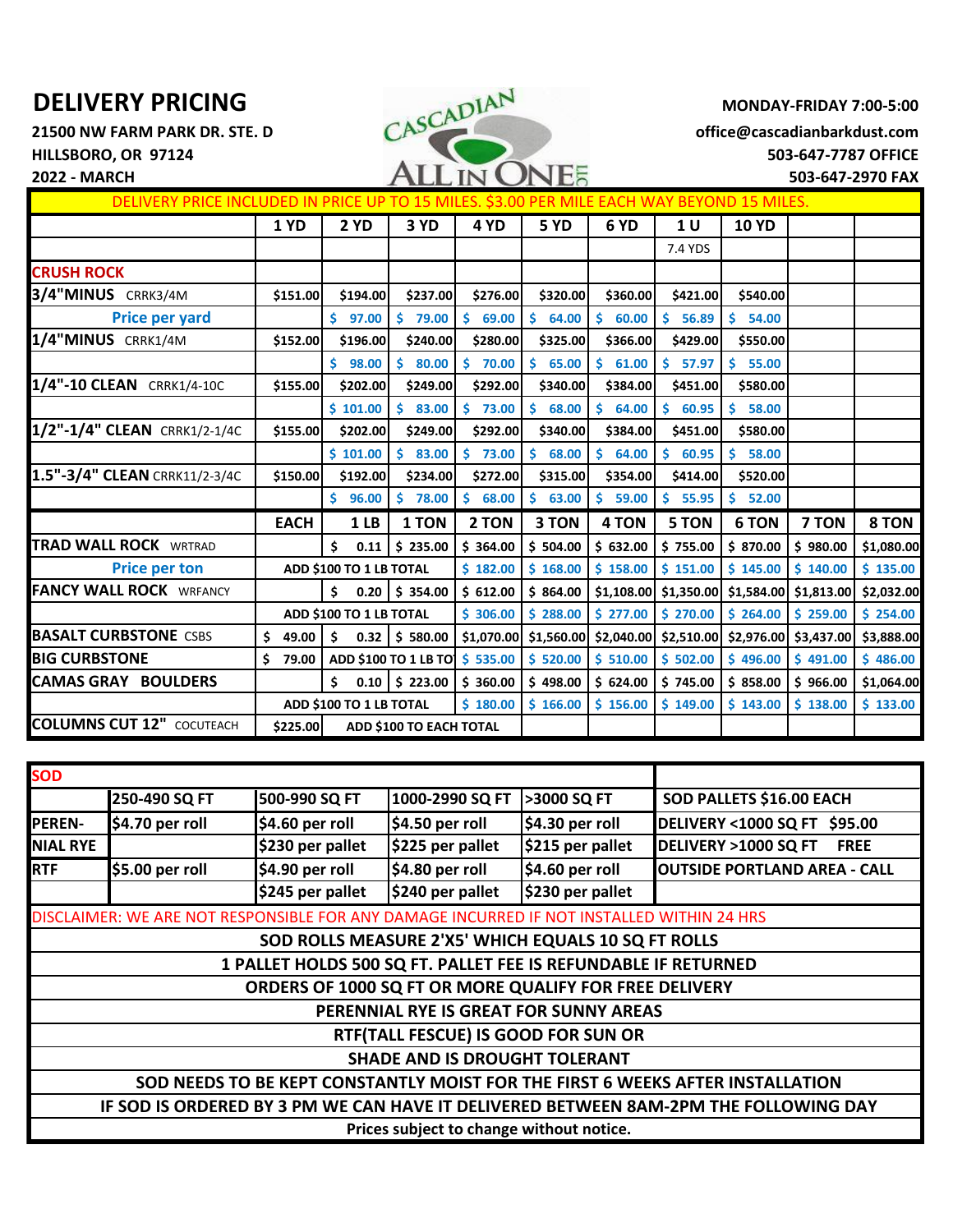# DELIVERY PRICING

**21500 NW FARM PARK DR. STE. D**
**HILLSBORO, OR 97124**
**2022 - MARCH**

CASCADIAN ALL IN ONE LLC

**MONDAY-FRIDAY 7:00-5:00**
**office@cascadianbarkdust.com**
**503-647-7787 OFFICE**
**503-647-2970 FAX**

DELIVERY PRICE INCLUDED IN PRICE UP TO 15 MILES. $3.00 PER MILE EACH WAY BEYOND 15 MILES.

| | 1 YD | 2 YD | 3 YD | 4 YD | 5 YD | 6 YD | 1 U | 10 YD | | |
|---|---|---|---|---|---|---|---|---|---|---|
| | | | | | | | 7.4 YDS | | | |
| **CRUSH ROCK** | | | | | | | | | | |
| **3/4"MINUS** CRRK3/4M | $151.00 | $194.00 | $237.00 | $276.00 | $320.00 | $360.00 | $421.00 | $540.00 | | |
| Price per yard | | $ 97.00 | $ 79.00 | $ 69.00 | $ 64.00 | $ 60.00 | $ 56.89 | $ 54.00 | | |
| **1/4"MINUS** CRRK1/4M | $152.00 | $196.00 | $240.00 | $280.00 | $325.00 | $366.00 | $429.00 | $550.00 | | |
| | | $ 98.00 | $ 80.00 | $ 70.00 | $ 65.00 | $ 61.00 | $ 57.97 | $ 55.00 | | |
| **1/4"-10 CLEAN** CRRK1/4-10C | $155.00 | $202.00 | $249.00 | $292.00 | $340.00 | $384.00 | $451.00 | $580.00 | | |
| | | $ 101.00 | $ 83.00 | $ 73.00 | $ 68.00 | $ 64.00 | $ 60.95 | $ 58.00 | | |
| **1/2"-1/4" CLEAN** CRRK1/2-1/4C | $155.00 | $202.00 | $249.00 | $292.00 | $340.00 | $384.00 | $451.00 | $580.00 | | |
| | | $ 101.00 | $ 83.00 | $ 73.00 | $ 68.00 | $ 64.00 | $ 60.95 | $ 58.00 | | |
| **1.5"-3/4" CLEAN** CRRK11/2-3/4C | $150.00 | $192.00 | $234.00 | $272.00 | $315.00 | $354.00 | $414.00 | $520.00 | | |
| | | $ 96.00 | $ 78.00 | $ 68.00 | $ 63.00 | $ 59.00 | $ 55.95 | $ 52.00 | | |
| | **EACH** | **1 LB** | **1 TON** | **2 TON** | **3 TON** | **4 TON** | **5 TON** | **6 TON** | **7 TON** | **8 TON** |
| **TRAD WALL ROCK** WRTRAD | | $ 0.11 | $ 235.00 | $ 364.00 | $ 504.00 | $ 632.00 | $ 755.00 | $ 870.00 | $ 980.00 | $1,080.00 |
| Price per ton | ADD $100 TO 1 LB TOTAL | | | $ 182.00 | $ 168.00 | $ 158.00 | $ 151.00 | $ 145.00 | $ 140.00 | $ 135.00 |
| **FANCY WALL ROCK** WRFANCY | | $ 0.20 | $ 354.00 | $ 612.00 | $ 864.00 | $1,108.00 | $1,350.00 | $1,584.00 | $1,813.00 | $2,032.00 |
| | ADD $100 TO 1 LB TOTAL | | | $ 306.00 | $ 288.00 | $ 277.00 | $ 270.00 | $ 264.00 | $ 259.00 | $ 254.00 |
| **BASALT CURBSTONE** CSBS | $ 49.00 | $ 0.32 | $ 580.00 | $1,070.00 | $1,560.00 | $2,040.00 | $2,510.00 | $2,976.00 | $3,437.00 | $3,888.00 |
| **BIG CURBSTONE** | $ 79.00 | ADD $100 TO 1 LB TO | | $ 535.00 | $ 520.00 | $ 510.00 | $ 502.00 | $ 496.00 | $ 491.00 | $ 486.00 |
| **CAMAS GRAY BOULDERS** | | $ 0.10 | $ 223.00 | $ 360.00 | $ 498.00 | $ 624.00 | $ 745.00 | $ 858.00 | $ 966.00 | $1,064.00 |
| | ADD $100 TO 1 LB TOTAL | | | $ 180.00 | $ 166.00 | $ 156.00 | $ 149.00 | $ 143.00 | $ 138.00 | $ 133.00 |
| **COLUMNS CUT 12"** COCUTEACH | $225.00 | ADD $100 TO EACH TOTAL | | | | | | | | |

| **SOD** | | | | | |
|---|---|---|---|---|---|
| | **250-490 SQ FT** | **500-990 SQ FT** | **1000-2990 SQ FT** | **>3000 SQ FT** | **SOD PALLETS $16.00 EACH** |
| **PEREN-** | **$4.70 per roll** | **$4.60 per roll** | **$4.50 per roll** | **$4.30 per roll** | **DELIVERY <1000 SQ FT $95.00** |
| **NIAL RYE** | | **$230 per pallet** | **$225 per pallet** | **$215 per pallet** | **DELIVERY >1000 SQ FT FREE** |
| **RTF** | **$5.00 per roll** | **$4.90 per roll** | **$4.80 per roll** | **$4.60 per roll** | **OUTSIDE PORTLAND AREA - CALL** |
| | | **$245 per pallet** | **$240 per pallet** | **$230 per pallet** | |

DISCLAIMER: WE ARE NOT RESPONSIBLE FOR ANY DAMAGE INCURRED IF NOT INSTALLED WITHIN 24 HRS

**SOD ROLLS MEASURE 2'X5' WHICH EQUALS 10 SQ FT ROLLS**

**1 PALLET HOLDS 500 SQ FT. PALLET FEE IS REFUNDABLE IF RETURNED**

**ORDERS OF 1000 SQ FT OR MORE QUALIFY FOR FREE DELIVERY**

**PERENNIAL RYE IS GREAT FOR SUNNY AREAS**

**RTF(TALL FESCUE) IS GOOD FOR SUN OR**

**SHADE AND IS DROUGHT TOLERANT**

**SOD NEEDS TO BE KEPT CONSTANTLY MOIST FOR THE FIRST 6 WEEKS AFTER INSTALLATION**

**IF SOD IS ORDERED BY 3 PM WE CAN HAVE IT DELIVERED BETWEEN 8AM-2PM THE FOLLOWING DAY**

**Prices subject to change without notice.**